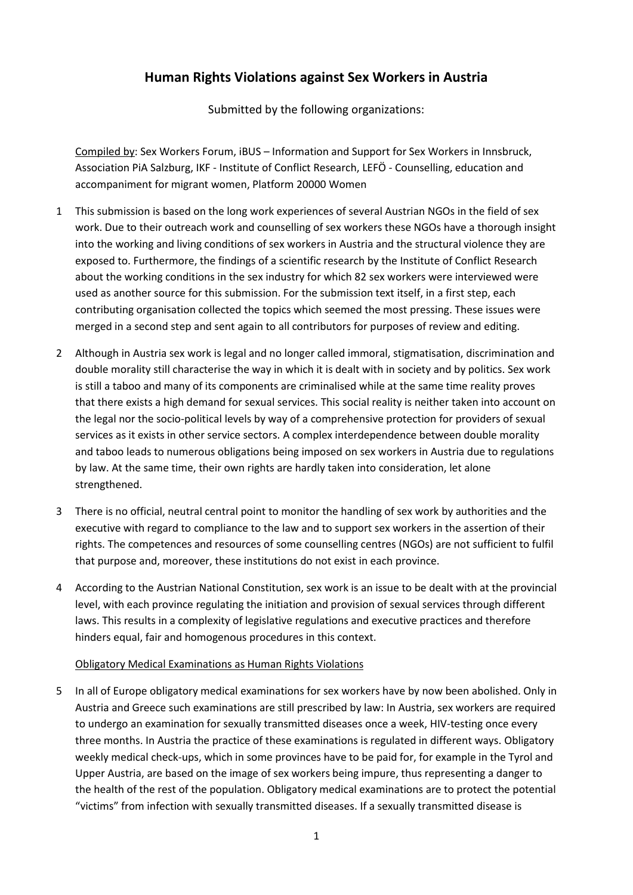# Human Rights Violations against Sex Workers in Austria

Submitted by the following organizations:

Compiled by: Sex Workers Forum, iBUS – Information and Support for Sex Workers in Innsbruck, Association PiA Salzburg, IKF - Institute of Conflict Research, LEFÖ - Counselling, education and accompaniment for migrant women, Platform 20000 Women

1 This submission is based on the long work experiences of several Austrian NGOs in the field of sex work. Due to their outreach work and counselling of sex workers these NGOs have a thorough insight into the working and living conditions of sex workers in Austria and the structural violence they are exposed to. Furthermore, the findings of a scientific research by the Institute of Conflict Research about the working conditions in the sex industry for which 82 sex workers were interviewed were used as another source for this submission. For the submission text itself, in a first step, each contributing organisation collected the topics which seemed the most pressing. These issues were merged in a second step and sent again to all contributors for purposes of review and editing.

2 Although in Austria sex work is legal and no longer called immoral, stigmatisation, discrimination and double morality still characterise the way in which it is dealt with in society and by politics. Sex work is still a taboo and many of its components are criminalised while at the same time reality proves that there exists a high demand for sexual services. This social reality is neither taken into account on the legal nor the socio-political levels by way of a comprehensive protection for providers of sexual services as it exists in other service sectors. A complex interdependence between double morality and taboo leads to numerous obligations being imposed on sex workers in Austria due to regulations by law. At the same time, their own rights are hardly taken into consideration, let alone strengthened.

3 There is no official, neutral central point to monitor the handling of sex work by authorities and the executive with regard to compliance to the law and to support sex workers in the assertion of their rights. The competences and resources of some counselling centres (NGOs) are not sufficient to fulfil that purpose and, moreover, these institutions do not exist in each province.

4 According to the Austrian National Constitution, sex work is an issue to be dealt with at the provincial level, with each province regulating the initiation and provision of sexual services through different laws. This results in a complexity of legislative regulations and executive practices and therefore hinders equal, fair and homogenous procedures in this context.

Obligatory Medical Examinations as Human Rights Violations

5 In all of Europe obligatory medical examinations for sex workers have by now been abolished. Only in Austria and Greece such examinations are still prescribed by law: In Austria, sex workers are required to undergo an examination for sexually transmitted diseases once a week, HIV-testing once every three months. In Austria the practice of these examinations is regulated in different ways. Obligatory weekly medical check-ups, which in some provinces have to be paid for, for example in the Tyrol and Upper Austria, are based on the image of sex workers being impure, thus representing a danger to the health of the rest of the population. Obligatory medical examinations are to protect the potential "victims" from infection with sexually transmitted diseases. If a sexually transmitted disease is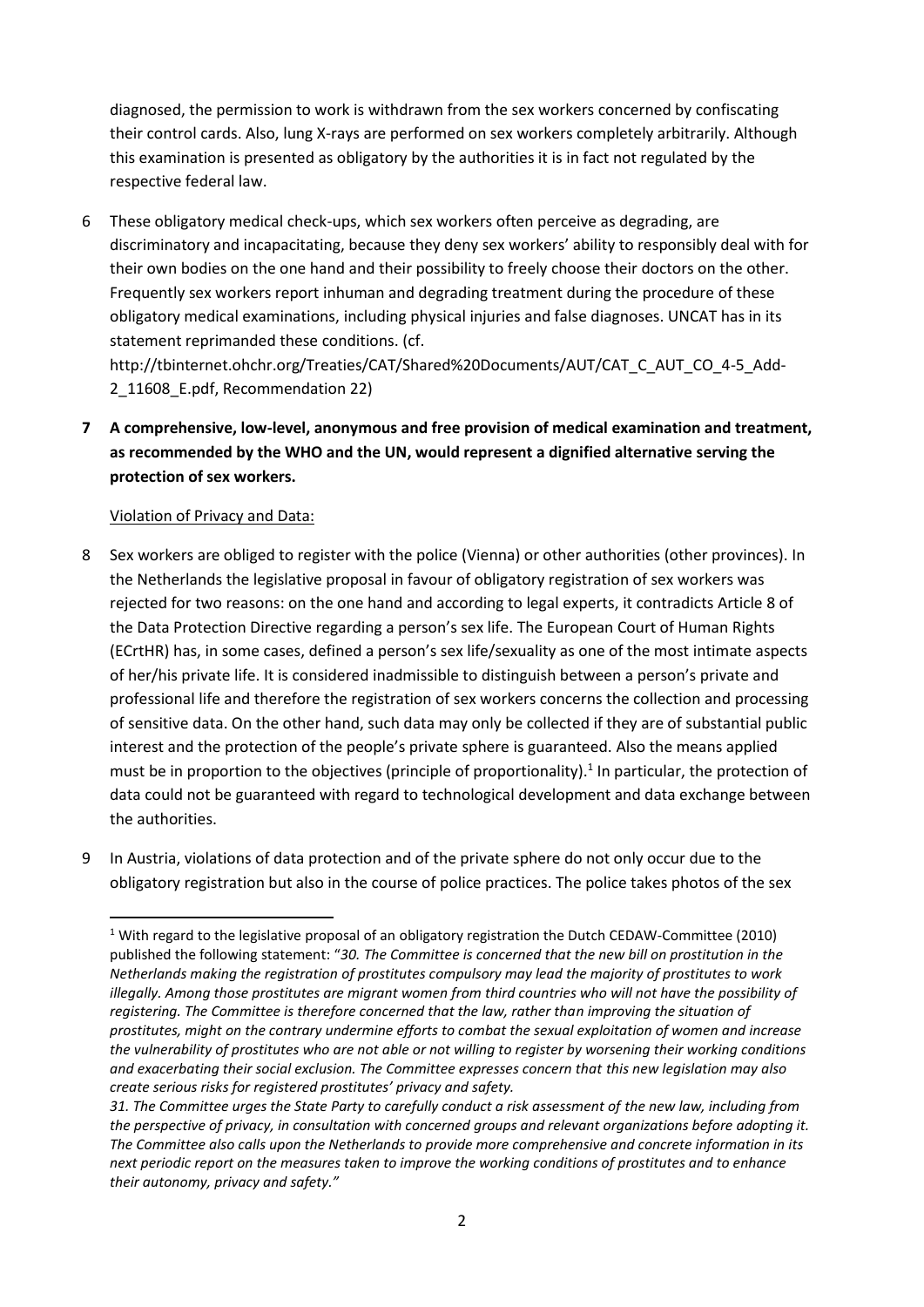diagnosed, the permission to work is withdrawn from the sex workers concerned by confiscating their control cards. Also, lung X-rays are performed on sex workers completely arbitrarily. Although this examination is presented as obligatory by the authorities it is in fact not regulated by the respective federal law.

6 These obligatory medical check-ups, which sex workers often perceive as degrading, are discriminatory and incapacitating, because they deny sex workers' ability to responsibly deal with for their own bodies on the one hand and their possibility to freely choose their doctors on the other. Frequently sex workers report inhuman and degrading treatment during the procedure of these obligatory medical examinations, including physical injuries and false diagnoses. UNCAT has in its statement reprimanded these conditions. (cf. http://tbinternet.ohchr.org/Treaties/CAT/Shared%20Documents/AUT/CAT_C_AUT_CO_4-5_Add-2_11608_E.pdf, Recommendation 22)

**7 A comprehensive, low-level, anonymous and free provision of medical examination and treatment, as recommended by the WHO and the UN, would represent a dignified alternative serving the protection of sex workers.**

Violation of Privacy and Data:

8 Sex workers are obliged to register with the police (Vienna) or other authorities (other provinces). In the Netherlands the legislative proposal in favour of obligatory registration of sex workers was rejected for two reasons: on the one hand and according to legal experts, it contradicts Article 8 of the Data Protection Directive regarding a person's sex life. The European Court of Human Rights (ECrtHR) has, in some cases, defined a person's sex life/sexuality as one of the most intimate aspects of her/his private life. It is considered inadmissible to distinguish between a person's private and professional life and therefore the registration of sex workers concerns the collection and processing of sensitive data. On the other hand, such data may only be collected if they are of substantial public interest and the protection of the people's private sphere is guaranteed. Also the means applied must be in proportion to the objectives (principle of proportionality).[1] In particular, the protection of data could not be guaranteed with regard to technological development and data exchange between the authorities.

9 In Austria, violations of data protection and of the private sphere do not only occur due to the obligatory registration but also in the course of police practices. The police takes photos of the sex

[1] With regard to the legislative proposal of an obligatory registration the Dutch CEDAW-Committee (2010) published the following statement: "*30. The Committee is concerned that the new bill on prostitution in the Netherlands making the registration of prostitutes compulsory may lead the majority of prostitutes to work illegally. Among those prostitutes are migrant women from third countries who will not have the possibility of registering. The Committee is therefore concerned that the law, rather than improving the situation of prostitutes, might on the contrary undermine efforts to combat the sexual exploitation of women and increase the vulnerability of prostitutes who are not able or not willing to register by worsening their working conditions and exacerbating their social exclusion. The Committee expresses concern that this new legislation may also create serious risks for registered prostitutes' privacy and safety.*

*31. The Committee urges the State Party to carefully conduct a risk assessment of the new law, including from the perspective of privacy, in consultation with concerned groups and relevant organizations before adopting it. The Committee also calls upon the Netherlands to provide more comprehensive and concrete information in its next periodic report on the measures taken to improve the working conditions of prostitutes and to enhance their autonomy, privacy and safety.*"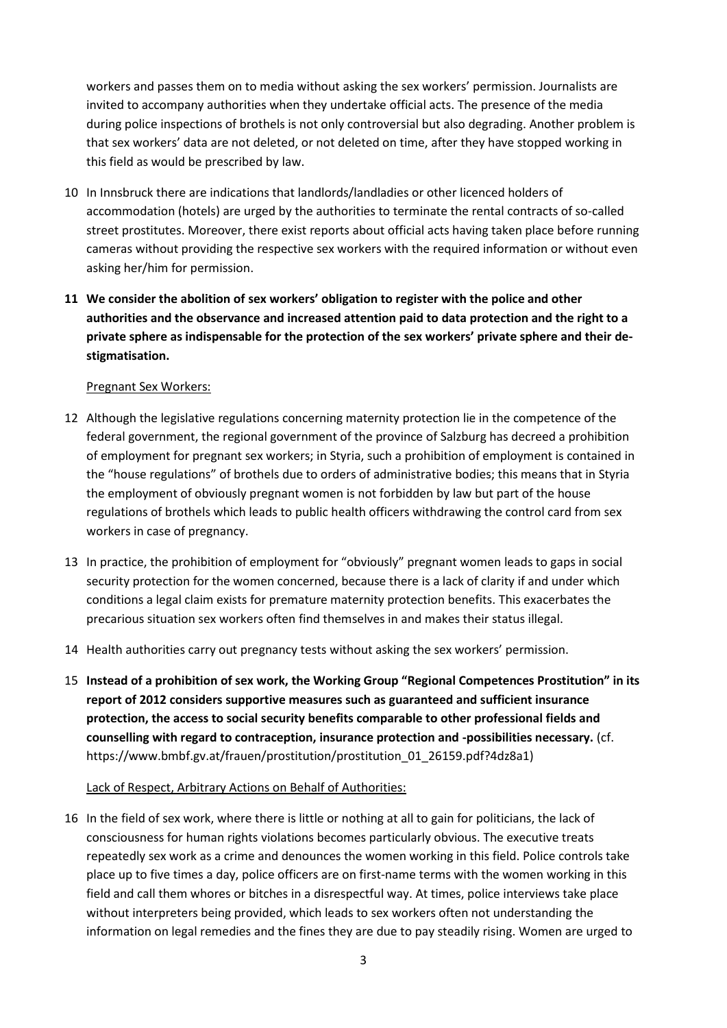workers and passes them on to media without asking the sex workers' permission. Journalists are invited to accompany authorities when they undertake official acts. The presence of the media during police inspections of brothels is not only controversial but also degrading. Another problem is that sex workers' data are not deleted, or not deleted on time, after they have stopped working in this field as would be prescribed by law.

10 In Innsbruck there are indications that landlords/landladies or other licenced holders of accommodation (hotels) are urged by the authorities to terminate the rental contracts of so-called street prostitutes. Moreover, there exist reports about official acts having taken place before running cameras without providing the respective sex workers with the required information or without even asking her/him for permission.

**11 We consider the abolition of sex workers' obligation to register with the police and other authorities and the observance and increased attention paid to data protection and the right to a private sphere as indispensable for the protection of the sex workers' private sphere and their de-stigmatisation.**

Pregnant Sex Workers:

12 Although the legislative regulations concerning maternity protection lie in the competence of the federal government, the regional government of the province of Salzburg has decreed a prohibition of employment for pregnant sex workers; in Styria, such a prohibition of employment is contained in the "house regulations" of brothels due to orders of administrative bodies; this means that in Styria the employment of obviously pregnant women is not forbidden by law but part of the house regulations of brothels which leads to public health officers withdrawing the control card from sex workers in case of pregnancy.

13 In practice, the prohibition of employment for "obviously" pregnant women leads to gaps in social security protection for the women concerned, because there is a lack of clarity if and under which conditions a legal claim exists for premature maternity protection benefits. This exacerbates the precarious situation sex workers often find themselves in and makes their status illegal.

14 Health authorities carry out pregnancy tests without asking the sex workers' permission.

**15 Instead of a prohibition of sex work, the Working Group "Regional Competences Prostitution" in its report of 2012 considers supportive measures such as guaranteed and sufficient insurance protection, the access to social security benefits comparable to other professional fields and counselling with regard to contraception, insurance protection and -possibilities necessary.** (cf. https://www.bmbf.gv.at/frauen/prostitution/prostitution_01_26159.pdf?4dz8a1)

Lack of Respect, Arbitrary Actions on Behalf of Authorities:

16 In the field of sex work, where there is little or nothing at all to gain for politicians, the lack of consciousness for human rights violations becomes particularly obvious. The executive treats repeatedly sex work as a crime and denounces the women working in this field. Police controls take place up to five times a day, police officers are on first-name terms with the women working in this field and call them whores or bitches in a disrespectful way. At times, police interviews take place without interpreters being provided, which leads to sex workers often not understanding the information on legal remedies and the fines they are due to pay steadily rising. Women are urged to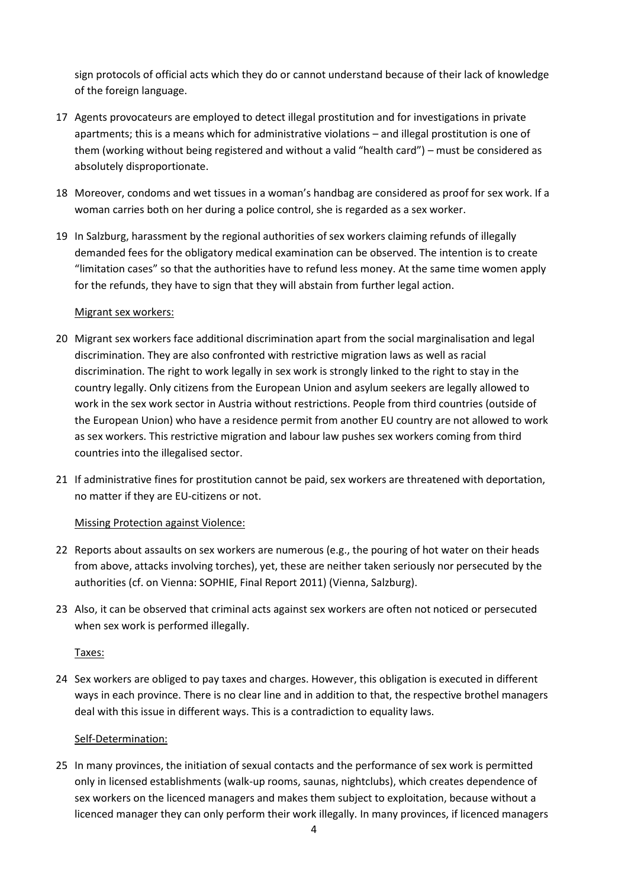sign protocols of official acts which they do or cannot understand because of their lack of knowledge of the foreign language.

17 Agents provocateurs are employed to detect illegal prostitution and for investigations in private apartments; this is a means which for administrative violations – and illegal prostitution is one of them (working without being registered and without a valid "health card") – must be considered as absolutely disproportionate.

18 Moreover, condoms and wet tissues in a woman's handbag are considered as proof for sex work. If a woman carries both on her during a police control, she is regarded as a sex worker.

19 In Salzburg, harassment by the regional authorities of sex workers claiming refunds of illegally demanded fees for the obligatory medical examination can be observed. The intention is to create "limitation cases" so that the authorities have to refund less money. At the same time women apply for the refunds, they have to sign that they will abstain from further legal action.

<u>Migrant sex workers:</u>

20 Migrant sex workers face additional discrimination apart from the social marginalisation and legal discrimination. They are also confronted with restrictive migration laws as well as racial discrimination. The right to work legally in sex work is strongly linked to the right to stay in the country legally. Only citizens from the European Union and asylum seekers are legally allowed to work in the sex work sector in Austria without restrictions. People from third countries (outside of the European Union) who have a residence permit from another EU country are not allowed to work as sex workers. This restrictive migration and labour law pushes sex workers coming from third countries into the illegalised sector.

21 If administrative fines for prostitution cannot be paid, sex workers are threatened with deportation, no matter if they are EU-citizens or not.

<u>Missing Protection against Violence:</u>

22 Reports about assaults on sex workers are numerous (e.g., the pouring of hot water on their heads from above, attacks involving torches), yet, these are neither taken seriously nor persecuted by the authorities (cf. on Vienna: SOPHIE, Final Report 2011) (Vienna, Salzburg).

23 Also, it can be observed that criminal acts against sex workers are often not noticed or persecuted when sex work is performed illegally.

<u>Taxes:</u>

24 Sex workers are obliged to pay taxes and charges. However, this obligation is executed in different ways in each province. There is no clear line and in addition to that, the respective brothel managers deal with this issue in different ways. This is a contradiction to equality laws.

<u>Self-Determination:</u>

25 In many provinces, the initiation of sexual contacts and the performance of sex work is permitted only in licensed establishments (walk-up rooms, saunas, nightclubs), which creates dependence of sex workers on the licenced managers and makes them subject to exploitation, because without a licenced manager they can only perform their work illegally. In many provinces, if licenced managers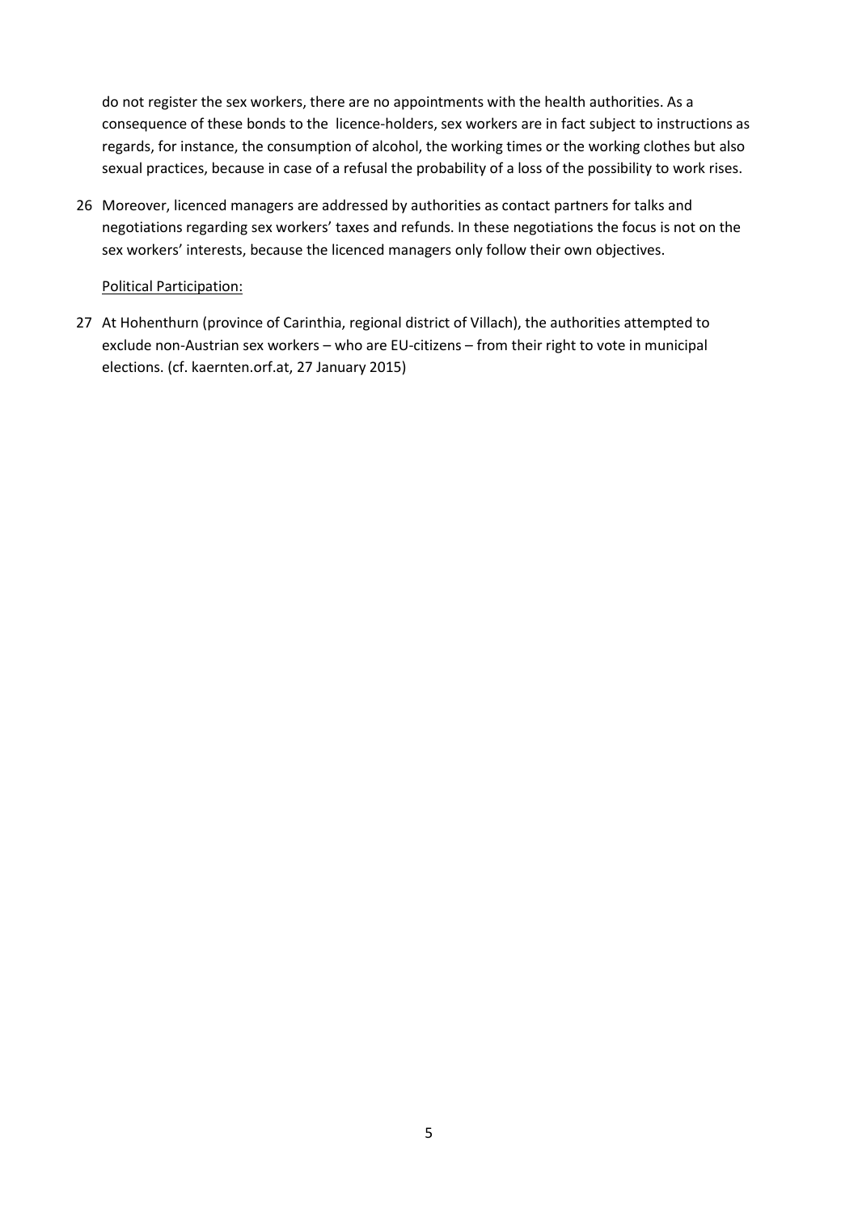do not register the sex workers, there are no appointments with the health authorities. As a consequence of these bonds to the licence-holders, sex workers are in fact subject to instructions as regards, for instance, the consumption of alcohol, the working times or the working clothes but also sexual practices, because in case of a refusal the probability of a loss of the possibility to work rises.

26 Moreover, licenced managers are addressed by authorities as contact partners for talks and negotiations regarding sex workers' taxes and refunds. In these negotiations the focus is not on the sex workers' interests, because the licenced managers only follow their own objectives.

<u>Political Participation:</u>

27 At Hohenthurn (province of Carinthia, regional district of Villach), the authorities attempted to exclude non-Austrian sex workers – who are EU-citizens – from their right to vote in municipal elections. (cf. kaernten.orf.at, 27 January 2015)